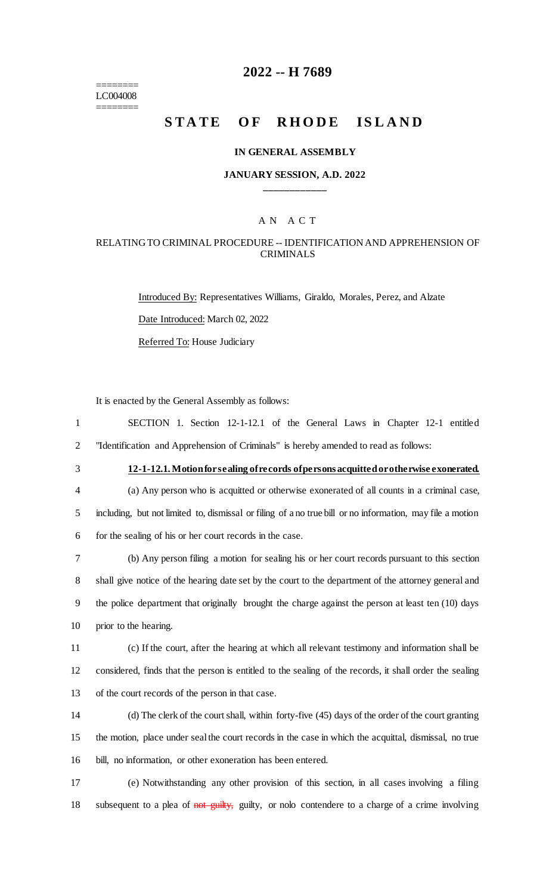========
LC004008
========

# 2022 -- H 7689

# STATE OF RHODE ISLAND

## IN GENERAL ASSEMBLY

## JANUARY SESSION, A.D. 2022

\_\_\_\_\_\_\_\_\_\_\_\_

A N A C T

RELATING TO CRIMINAL PROCEDURE -- IDENTIFICATION AND APPREHENSION OF CRIMINALS

Introduced By: Representatives Williams, Giraldo, Morales, Perez, and Alzate

Date Introduced: March 02, 2022

Referred To: House Judiciary

It is enacted by the General Assembly as follows:

1 SECTION 1. Section 12-1-12.1 of the General Laws in Chapter 12-1 entitled
2 "Identification and Apprehension of Criminals" is hereby amended to read as follows:

3 **12-1-12.1. Motion for sealing of records of persons acquitted or otherwise exonerated.**

4 (a) Any person who is acquitted or otherwise exonerated of all counts in a criminal case,
5 including, but not limited to, dismissal or filing of a no true bill or no information, may file a motion
6 for the sealing of his or her court records in the case.

7 (b) Any person filing a motion for sealing his or her court records pursuant to this section
8 shall give notice of the hearing date set by the court to the department of the attorney general and
9 the police department that originally brought the charge against the person at least ten (10) days
10 prior to the hearing.

11 (c) If the court, after the hearing at which all relevant testimony and information shall be
12 considered, finds that the person is entitled to the sealing of the records, it shall order the sealing
13 of the court records of the person in that case.

14 (d) The clerk of the court shall, within forty-five (45) days of the order of the court granting
15 the motion, place under seal the court records in the case in which the acquittal, dismissal, no true
16 bill, no information, or other exoneration has been entered.

17 (e) Notwithstanding any other provision of this section, in all cases involving a filing
18 subsequent to a plea of ~~not guilty,~~ guilty, or nolo contendere to a charge of a crime involving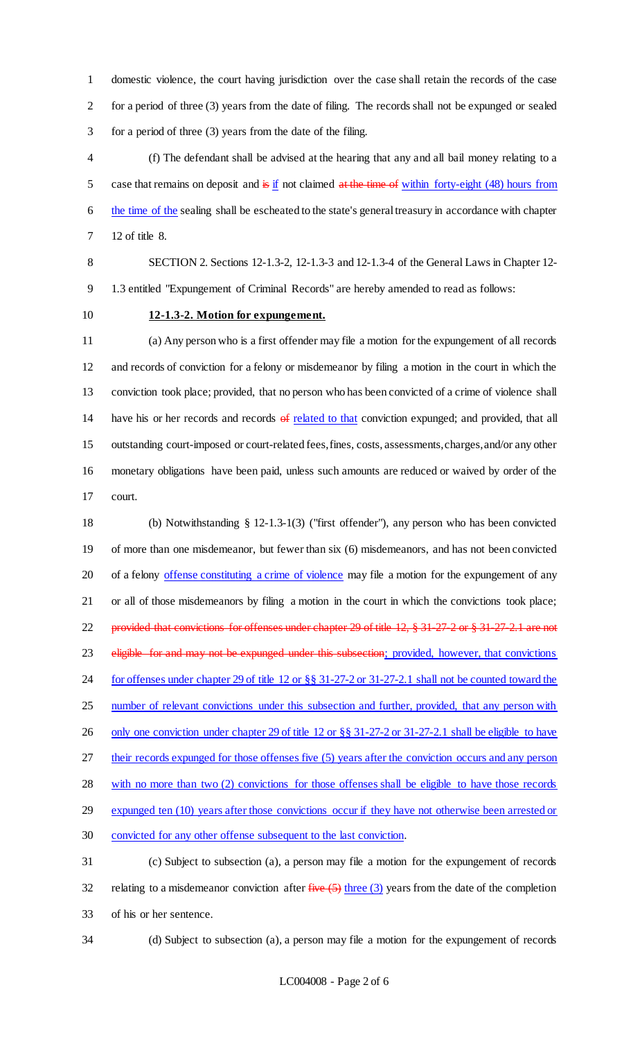domestic violence, the court having jurisdiction over the case shall retain the records of the case for a period of three (3) years from the date of filing. The records shall not be expunged or sealed for a period of three (3) years from the date of the filing.

(f) The defendant shall be advised at the hearing that any and all bail money relating to a case that remains on deposit and ~~is~~ if not claimed ~~at the time of~~ within forty-eight (48) hours from the time of the sealing shall be escheated to the state's general treasury in accordance with chapter 12 of title 8.

SECTION 2. Sections 12-1.3-2, 12-1.3-3 and 12-1.3-4 of the General Laws in Chapter 12-1.3 entitled "Expungement of Criminal Records" are hereby amended to read as follows:

**12-1.3-2. Motion for expungement.**

(a) Any person who is a first offender may file a motion for the expungement of all records and records of conviction for a felony or misdemeanor by filing a motion in the court in which the conviction took place; provided, that no person who has been convicted of a crime of violence shall have his or her records and records ~~of~~ related to that conviction expunged; and provided, that all outstanding court-imposed or court-related fees, fines, costs, assessments, charges, and/or any other monetary obligations have been paid, unless such amounts are reduced or waived by order of the court.

(b) Notwithstanding § 12-1.3-1(3) ("first offender"), any person who has been convicted of more than one misdemeanor, but fewer than six (6) misdemeanors, and has not been convicted of a felony offense constituting a crime of violence may file a motion for the expungement of any or all of those misdemeanors by filing a motion in the court in which the convictions took place; ~~provided that convictions for offenses under chapter 29 of title 12, § 31-27-2 or § 31-27-2.1 are not eligible for and may not be expunged under this subsection~~; provided, however, that convictions for offenses under chapter 29 of title 12 or §§ 31-27-2 or 31-27-2.1 shall not be counted toward the number of relevant convictions under this subsection and further, provided, that any person with only one conviction under chapter 29 of title 12 or §§ 31-27-2 or 31-27-2.1 shall be eligible to have their records expunged for those offenses five (5) years after the conviction occurs and any person with no more than two (2) convictions for those offenses shall be eligible to have those records expunged ten (10) years after those convictions occur if they have not otherwise been arrested or convicted for any other offense subsequent to the last conviction.

(c) Subject to subsection (a), a person may file a motion for the expungement of records relating to a misdemeanor conviction after ~~five (5)~~ three (3) years from the date of the completion of his or her sentence.

(d) Subject to subsection (a), a person may file a motion for the expungement of records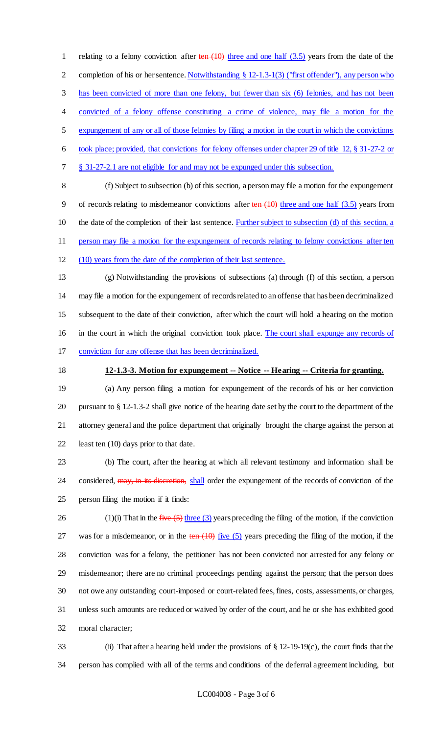relating to a felony conviction after ~~ten (10)~~ <u>three and one half (3.5)</u> years from the date of the completion of his or her sentence. <u>Notwithstanding § 12-1.3-1(3) ("first offender"), any person who has been convicted of more than one felony, but fewer than six (6) felonies, and has not been convicted of a felony offense constituting a crime of violence, may file a motion for the expungement of any or all of those felonies by filing a motion in the court in which the convictions took place; provided, that convictions for felony offenses under chapter 29 of title 12, § 31-27-2 or § 31-27-2.1 are not eligible for and may not be expunged under this subsection.</u>

(f) Subject to subsection (b) of this section, a person may file a motion for the expungement of records relating to misdemeanor convictions after ~~ten (10)~~ <u>three and one half (3.5)</u> years from the date of the completion of their last sentence. <u>Further subject to subsection (d) of this section, a person may file a motion for the expungement of records relating to felony convictions after ten (10) years from the date of the completion of their last sentence.</u>

(g) Notwithstanding the provisions of subsections (a) through (f) of this section, a person may file a motion for the expungement of records related to an offense that has been decriminalized subsequent to the date of their conviction, after which the court will hold a hearing on the motion in the court in which the original conviction took place. <u>The court shall expunge any records of conviction for any offense that has been decriminalized.</u>

**12-1.3-3. Motion for expungement -- Notice -- Hearing -- Criteria for granting.**

(a) Any person filing a motion for expungement of the records of his or her conviction pursuant to § 12-1.3-2 shall give notice of the hearing date set by the court to the department of the attorney general and the police department that originally brought the charge against the person at least ten (10) days prior to that date.

(b) The court, after the hearing at which all relevant testimony and information shall be considered, ~~may, in its discretion,~~ <u>shall</u> order the expungement of the records of conviction of the person filing the motion if it finds:

(1)(i) That in the ~~five (5)~~ <u>three (3)</u> years preceding the filing of the motion, if the conviction was for a misdemeanor, or in the ~~ten (10)~~ <u>five (5)</u> years preceding the filing of the motion, if the conviction was for a felony, the petitioner has not been convicted nor arrested for any felony or misdemeanor; there are no criminal proceedings pending against the person; that the person does not owe any outstanding court-imposed or court-related fees, fines, costs, assessments, or charges, unless such amounts are reduced or waived by order of the court, and he or she has exhibited good moral character;

(ii) That after a hearing held under the provisions of § 12-19-19(c), the court finds that the person has complied with all of the terms and conditions of the deferral agreement including, but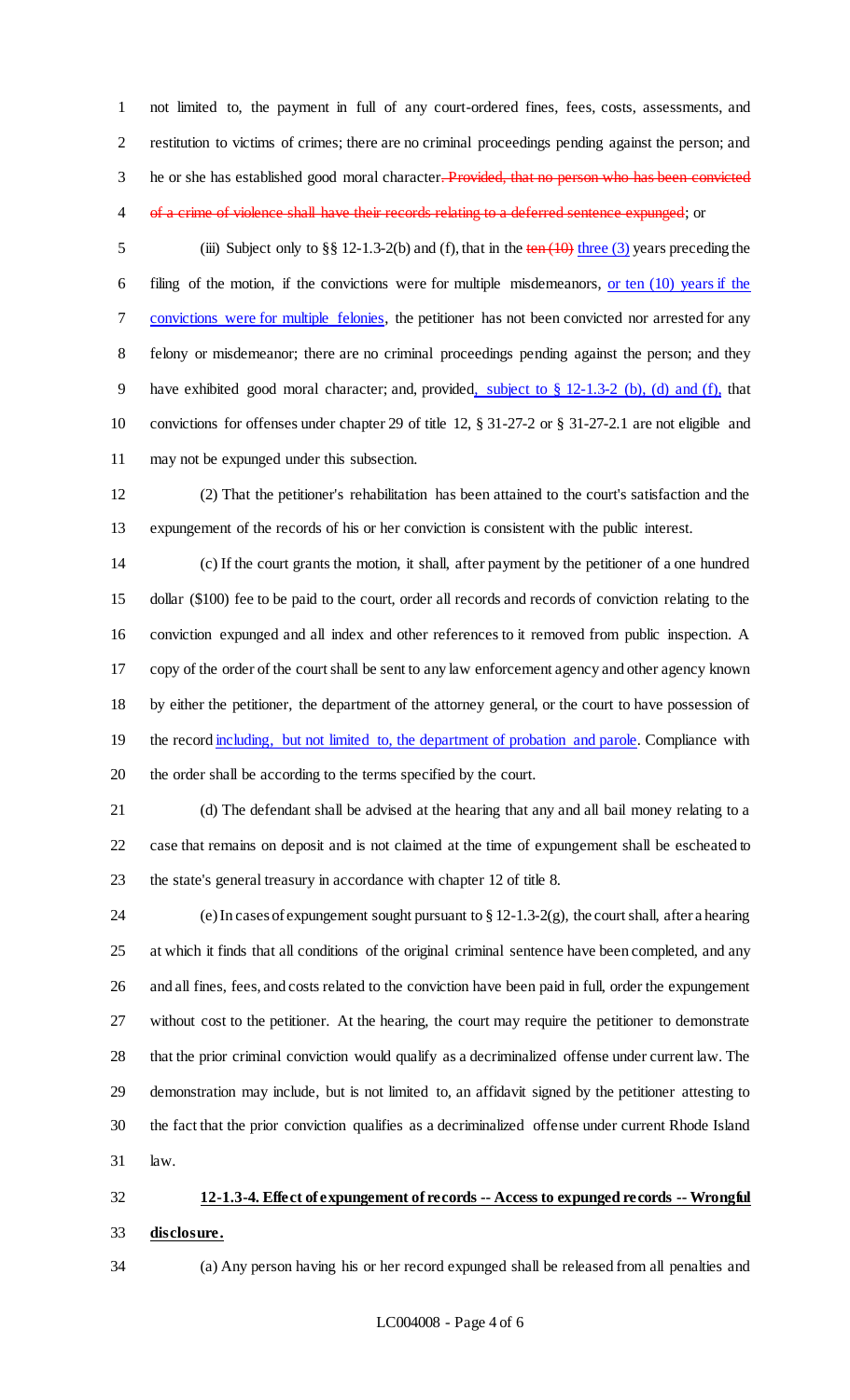not limited to, the payment in full of any court-ordered fines, fees, costs, assessments, and restitution to victims of crimes; there are no criminal proceedings pending against the person; and he or she has established good moral character~~. Provided, that no person who has been convicted of a crime of violence shall have their records relating to a deferred sentence expunged~~; or

(iii) Subject only to §§ 12-1.3-2(b) and (f), that in the ~~ten (10)~~ three (3) years preceding the filing of the motion, if the convictions were for multiple misdemeanors, or ten (10) years if the convictions were for multiple felonies, the petitioner has not been convicted nor arrested for any felony or misdemeanor; there are no criminal proceedings pending against the person; and they have exhibited good moral character; and, provided, subject to § 12-1.3-2 (b), (d) and (f), that convictions for offenses under chapter 29 of title 12, § 31-27-2 or § 31-27-2.1 are not eligible and may not be expunged under this subsection.

(2) That the petitioner's rehabilitation has been attained to the court's satisfaction and the expungement of the records of his or her conviction is consistent with the public interest.

(c) If the court grants the motion, it shall, after payment by the petitioner of a one hundred dollar ($100) fee to be paid to the court, order all records and records of conviction relating to the conviction expunged and all index and other references to it removed from public inspection. A copy of the order of the court shall be sent to any law enforcement agency and other agency known by either the petitioner, the department of the attorney general, or the court to have possession of the record including, but not limited to, the department of probation and parole. Compliance with the order shall be according to the terms specified by the court.

(d) The defendant shall be advised at the hearing that any and all bail money relating to a case that remains on deposit and is not claimed at the time of expungement shall be escheated to the state's general treasury in accordance with chapter 12 of title 8.

(e) In cases of expungement sought pursuant to § 12-1.3-2(g), the court shall, after a hearing at which it finds that all conditions of the original criminal sentence have been completed, and any and all fines, fees, and costs related to the conviction have been paid in full, order the expungement without cost to the petitioner. At the hearing, the court may require the petitioner to demonstrate that the prior criminal conviction would qualify as a decriminalized offense under current law. The demonstration may include, but is not limited to, an affidavit signed by the petitioner attesting to the fact that the prior conviction qualifies as a decriminalized offense under current Rhode Island law.

**12-1.3-4. Effect of expungement of records -- Access to expunged records -- Wrongful disclosure.**

(a) Any person having his or her record expunged shall be released from all penalties and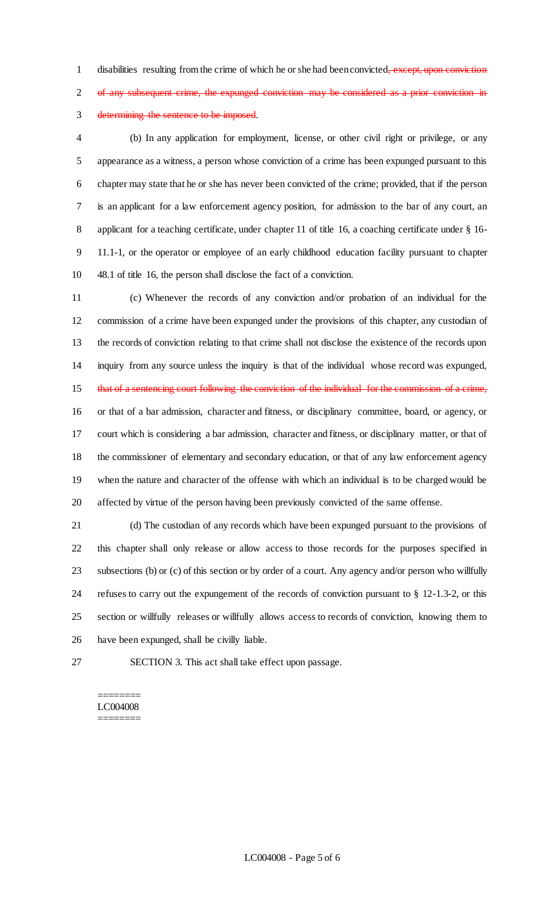disabilities resulting from the crime of which he or she had been convicted~~, except, upon conviction of any subsequent crime, the expunged conviction may be considered as a prior conviction in determining the sentence to be imposed~~.

(b) In any application for employment, license, or other civil right or privilege, or any appearance as a witness, a person whose conviction of a crime has been expunged pursuant to this chapter may state that he or she has never been convicted of the crime; provided, that if the person is an applicant for a law enforcement agency position, for admission to the bar of any court, an applicant for a teaching certificate, under chapter 11 of title 16, a coaching certificate under § 16-11.1-1, or the operator or employee of an early childhood education facility pursuant to chapter 48.1 of title 16, the person shall disclose the fact of a conviction.

(c) Whenever the records of any conviction and/or probation of an individual for the commission of a crime have been expunged under the provisions of this chapter, any custodian of the records of conviction relating to that crime shall not disclose the existence of the records upon inquiry from any source unless the inquiry is that of the individual whose record was expunged, ~~that of a sentencing court following the conviction of the individual for the commission of a crime,~~ or that of a bar admission, character and fitness, or disciplinary committee, board, or agency, or court which is considering a bar admission, character and fitness, or disciplinary matter, or that of the commissioner of elementary and secondary education, or that of any law enforcement agency when the nature and character of the offense with which an individual is to be charged would be affected by virtue of the person having been previously convicted of the same offense.

(d) The custodian of any records which have been expunged pursuant to the provisions of this chapter shall only release or allow access to those records for the purposes specified in subsections (b) or (c) of this section or by order of a court. Any agency and/or person who willfully refuses to carry out the expungement of the records of conviction pursuant to § 12-1.3-2, or this section or willfully releases or willfully allows access to records of conviction, knowing them to have been expunged, shall be civilly liable.

SECTION 3. This act shall take effect upon passage.

========
LC004008
========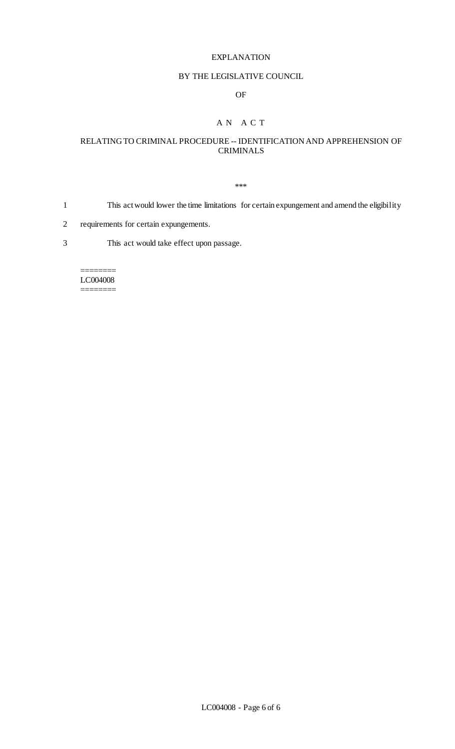EXPLANATION

BY THE LEGISLATIVE COUNCIL

OF

A N A C T

RELATING TO CRIMINAL PROCEDURE -- IDENTIFICATION AND APPREHENSION OF CRIMINALS

***

1 This act would lower the time limitations for certain expungement and amend the eligibility

2 requirements for certain expungements.

3 This act would take effect upon passage.

========
LC004008
========